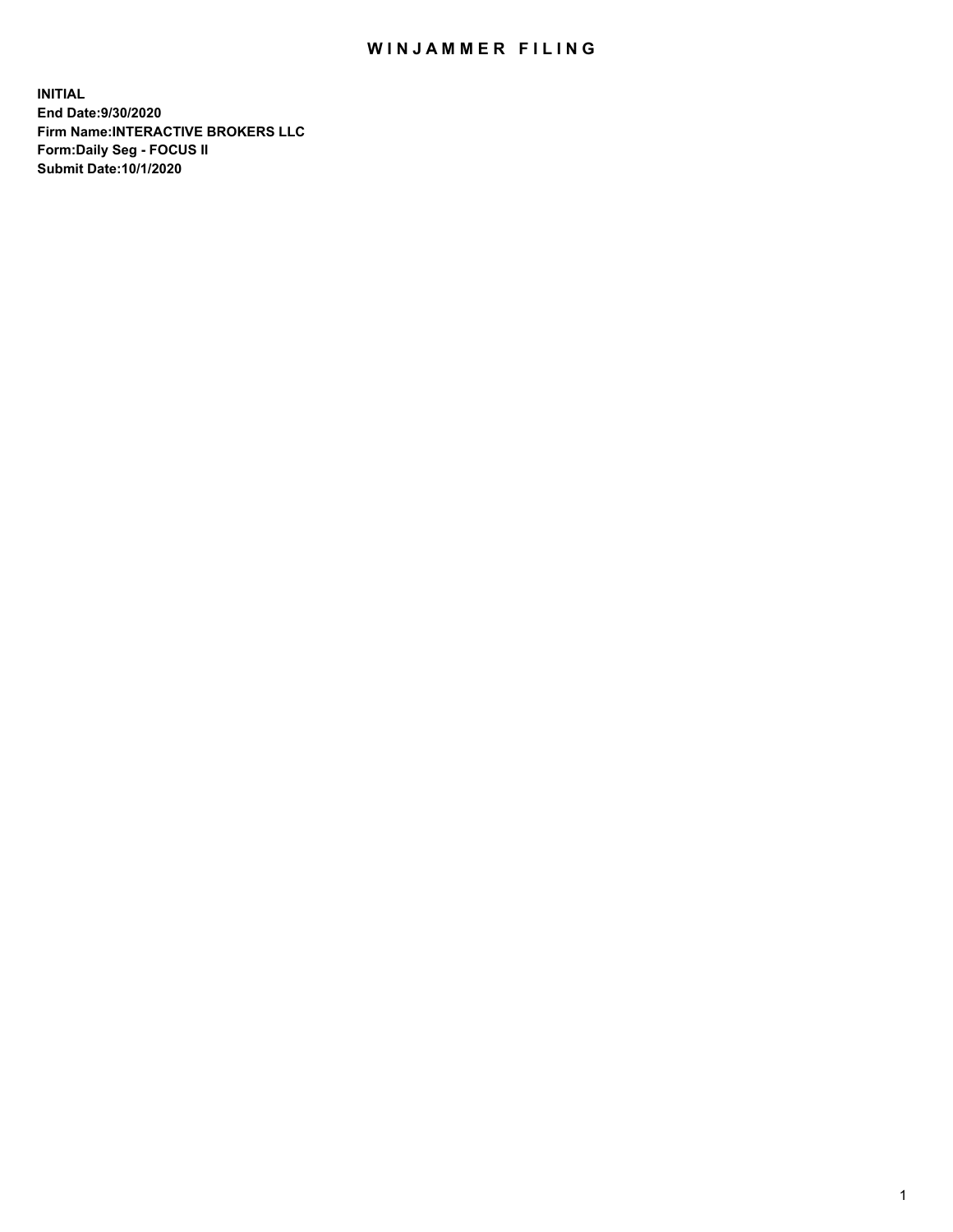# WINJAMMER FILING

**INITIAL**
**End Date:9/30/2020**
**Firm Name:INTERACTIVE BROKERS LLC**
**Form:Daily Seg - FOCUS II**
**Submit Date:10/1/2020**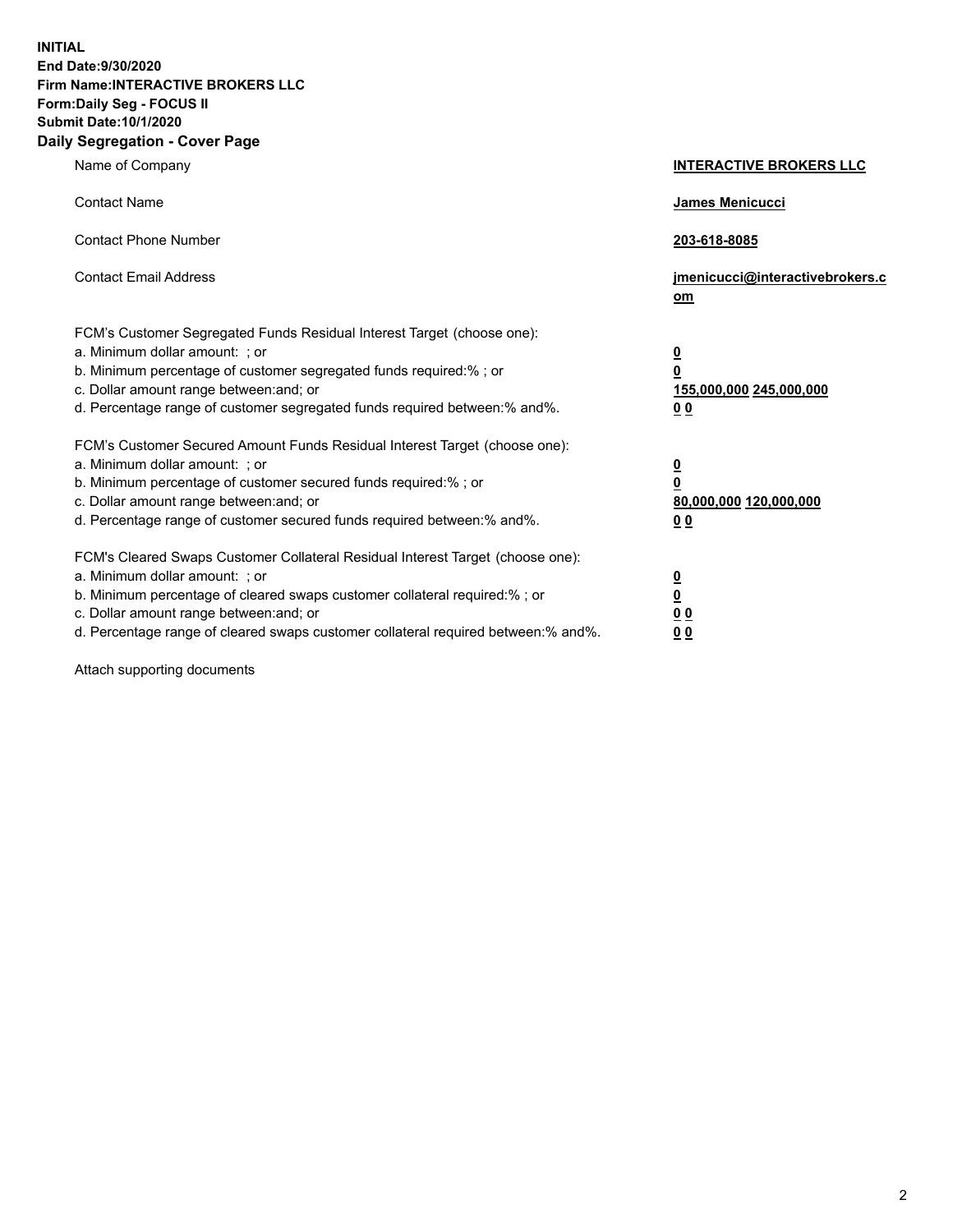**INITIAL**
**End Date:9/30/2020**
**Firm Name:INTERACTIVE BROKERS LLC**
**Form:Daily Seg - FOCUS II**
**Submit Date:10/1/2020**

## Daily Segregation - Cover Page

| | |
|---|---|
| Name of Company | **INTERACTIVE BROKERS LLC** |
| Contact Name | **James Menicucci** |
| Contact Phone Number | **203-618-8085** |
| Contact Email Address | **jmenicucci@interactivebrokers.com** |
| FCM's Customer Segregated Funds Residual Interest Target (choose one): | |
| a. Minimum dollar amount: ; or | **0** |
| b. Minimum percentage of customer segregated funds required:% ; or | **0** |
| c. Dollar amount range between:and; or | **155,000,000 245,000,000** |
| d. Percentage range of customer segregated funds required between:% and%. | **0 0** |
| FCM's Customer Secured Amount Funds Residual Interest Target (choose one): | |
| a. Minimum dollar amount: ; or | **0** |
| b. Minimum percentage of customer secured funds required:% ; or | **0** |
| c. Dollar amount range between:and; or | **80,000,000 120,000,000** |
| d. Percentage range of customer secured funds required between:% and%. | **0 0** |
| FCM's Cleared Swaps Customer Collateral Residual Interest Target (choose one): | |
| a. Minimum dollar amount: ; or | **0** |
| b. Minimum percentage of cleared swaps customer collateral required:% ; or | **0** |
| c. Dollar amount range between:and; or | **0 0** |
| d. Percentage range of cleared swaps customer collateral required between:% and%. | **0 0** |

Attach supporting documents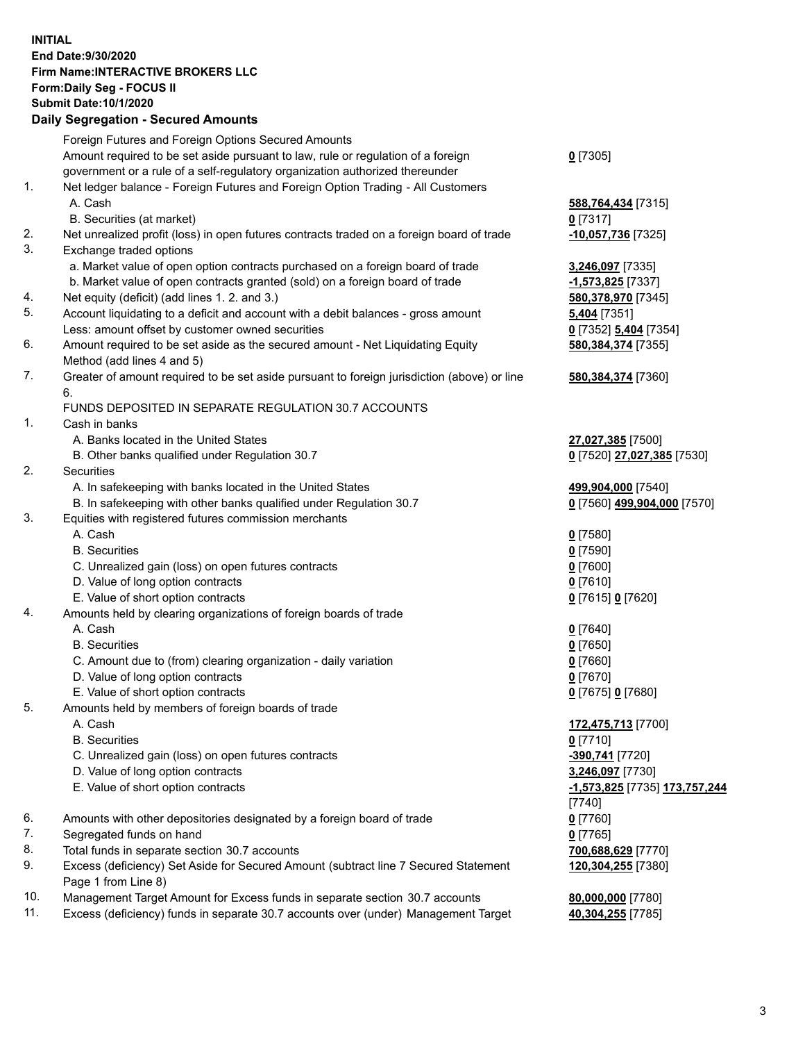**INITIAL**
**End Date:9/30/2020**
**Firm Name:INTERACTIVE BROKERS LLC**
**Form:Daily Seg - FOCUS II**
**Submit Date:10/1/2020**

**Daily Segregation - Secured Amounts**

| | | |
|---|---|---|
| | Foreign Futures and Foreign Options Secured Amounts | |
| | Amount required to be set aside pursuant to law, rule or regulation of a foreign government or a rule of a self-regulatory organization authorized thereunder | **0** [7305] |
| 1. | Net ledger balance - Foreign Futures and Foreign Option Trading - All Customers | |
| | A. Cash | **588,764,434** [7315] |
| | B. Securities (at market) | **0** [7317] |
| 2. | Net unrealized profit (loss) in open futures contracts traded on a foreign board of trade | **-10,057,736** [7325] |
| 3. | Exchange traded options | |
| | a. Market value of open option contracts purchased on a foreign board of trade | **3,246,097** [7335] |
| | b. Market value of open contracts granted (sold) on a foreign board of trade | **-1,573,825** [7337] |
| 4. | Net equity (deficit) (add lines 1. 2. and 3.) | **580,378,970** [7345] |
| 5. | Account liquidating to a deficit and account with a debit balances - gross amount | **5,404** [7351] |
| | Less: amount offset by customer owned securities | **0** [7352] **5,404** [7354] |
| 6. | Amount required to be set aside as the secured amount - Net Liquidating Equity Method (add lines 4 and 5) | **580,384,374** [7355] |
| 7. | Greater of amount required to be set aside pursuant to foreign jurisdiction (above) or line 6. | **580,384,374** [7360] |
| | FUNDS DEPOSITED IN SEPARATE REGULATION 30.7 ACCOUNTS | |
| 1. | Cash in banks | |
| | A. Banks located in the United States | **27,027,385** [7500] |
| | B. Other banks qualified under Regulation 30.7 | **0** [7520] **27,027,385** [7530] |
| 2. | Securities | |
| | A. In safekeeping with banks located in the United States | **499,904,000** [7540] |
| | B. In safekeeping with other banks qualified under Regulation 30.7 | **0** [7560] **499,904,000** [7570] |
| 3. | Equities with registered futures commission merchants | |
| | A. Cash | **0** [7580] |
| | B. Securities | **0** [7590] |
| | C. Unrealized gain (loss) on open futures contracts | **0** [7600] |
| | D. Value of long option contracts | **0** [7610] |
| | E. Value of short option contracts | **0** [7615] **0** [7620] |
| 4. | Amounts held by clearing organizations of foreign boards of trade | |
| | A. Cash | **0** [7640] |
| | B. Securities | **0** [7650] |
| | C. Amount due to (from) clearing organization - daily variation | **0** [7660] |
| | D. Value of long option contracts | **0** [7670] |
| | E. Value of short option contracts | **0** [7675] **0** [7680] |
| 5. | Amounts held by members of foreign boards of trade | |
| | A. Cash | **172,475,713** [7700] |
| | B. Securities | **0** [7710] |
| | C. Unrealized gain (loss) on open futures contracts | **-390,741** [7720] |
| | D. Value of long option contracts | **3,246,097** [7730] |
| | E. Value of short option contracts | **-1,573,825** [7735] **173,757,244** [7740] |
| 6. | Amounts with other depositories designated by a foreign board of trade | **0** [7760] |
| 7. | Segregated funds on hand | **0** [7765] |
| 8. | Total funds in separate section 30.7 accounts | **700,688,629** [7770] |
| 9. | Excess (deficiency) Set Aside for Secured Amount (subtract line 7 Secured Statement Page 1 from Line 8) | **120,304,255** [7380] |
| 10. | Management Target Amount for Excess funds in separate section 30.7 accounts | **80,000,000** [7780] |
| 11. | Excess (deficiency) funds in separate 30.7 accounts over (under) Management Target | **40,304,255** [7785] |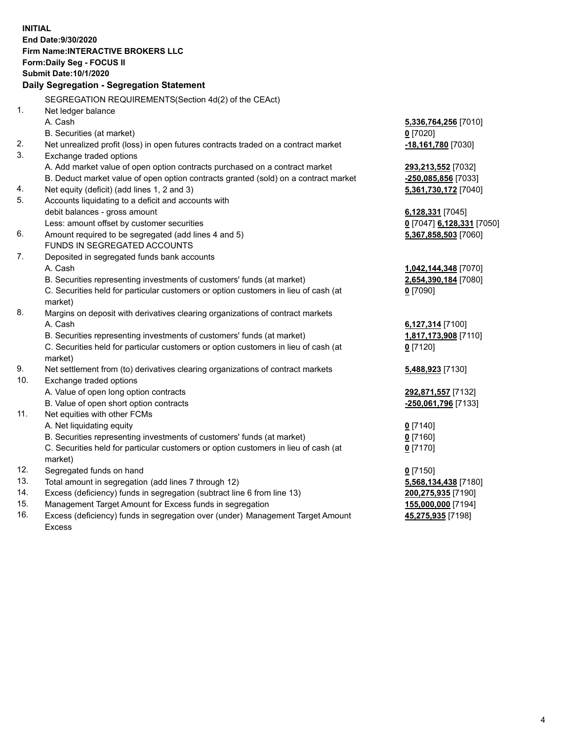**INITIAL**
**End Date:9/30/2020**
**Firm Name:INTERACTIVE BROKERS LLC**
**Form:Daily Seg - FOCUS II**
**Submit Date:10/1/2020**

### Daily Segregation - Segregation Statement

SEGREGATION REQUIREMENTS(Section 4d(2) of the CEAct)

| | | |
|---|---|---|
| 1. | Net ledger balance | |
| | A. Cash | **5,336,764,256** [7010] |
| | B. Securities (at market) | **0** [7020] |
| 2. | Net unrealized profit (loss) in open futures contracts traded on a contract market | **-18,161,780** [7030] |
| 3. | Exchange traded options | |
| | A. Add market value of open option contracts purchased on a contract market | **293,213,552** [7032] |
| | B. Deduct market value of open option contracts granted (sold) on a contract market | **-250,085,856** [7033] |
| 4. | Net equity (deficit) (add lines 1, 2 and 3) | **5,361,730,172** [7040] |
| 5. | Accounts liquidating to a deficit and accounts with | |
| | debit balances - gross amount | **6,128,331** [7045] |
| | Less: amount offset by customer securities | **0** [7047] **6,128,331** [7050] |
| 6. | Amount required to be segregated (add lines 4 and 5) | **5,367,858,503** [7060] |
| | FUNDS IN SEGREGATED ACCOUNTS | |
| 7. | Deposited in segregated funds bank accounts | |
| | A. Cash | **1,042,144,348** [7070] |
| | B. Securities representing investments of customers' funds (at market) | **2,654,390,184** [7080] |
| | C. Securities held for particular customers or option customers in lieu of cash (at market) | **0** [7090] |
| 8. | Margins on deposit with derivatives clearing organizations of contract markets | |
| | A. Cash | **6,127,314** [7100] |
| | B. Securities representing investments of customers' funds (at market) | **1,817,173,908** [7110] |
| | C. Securities held for particular customers or option customers in lieu of cash (at market) | **0** [7120] |
| 9. | Net settlement from (to) derivatives clearing organizations of contract markets | **5,488,923** [7130] |
| 10. | Exchange traded options | |
| | A. Value of open long option contracts | **292,871,557** [7132] |
| | B. Value of open short option contracts | **-250,061,796** [7133] |
| 11. | Net equities with other FCMs | |
| | A. Net liquidating equity | **0** [7140] |
| | B. Securities representing investments of customers' funds (at market) | **0** [7160] |
| | C. Securities held for particular customers or option customers in lieu of cash (at market) | **0** [7170] |
| 12. | Segregated funds on hand | **0** [7150] |
| 13. | Total amount in segregation (add lines 7 through 12) | **5,568,134,438** [7180] |
| 14. | Excess (deficiency) funds in segregation (subtract line 6 from line 13) | **200,275,935** [7190] |
| 15. | Management Target Amount for Excess funds in segregation | **155,000,000** [7194] |
| 16. | Excess (deficiency) funds in segregation over (under) Management Target Amount Excess | **45,275,935** [7198] |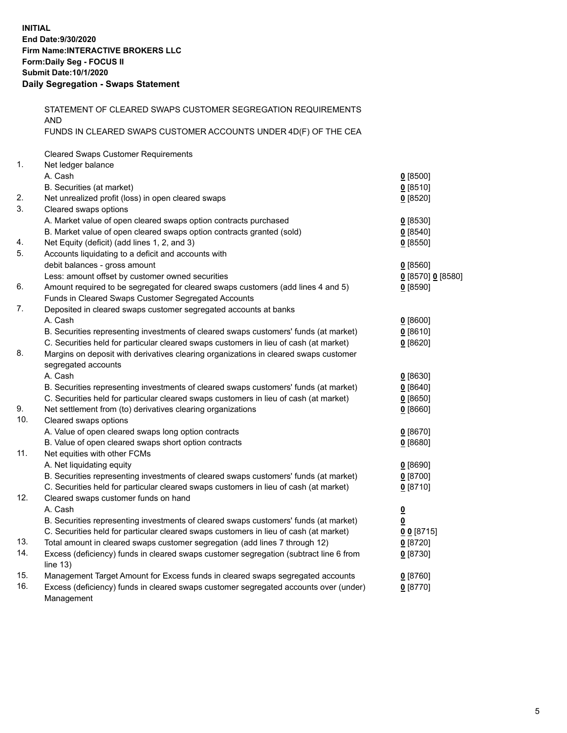**INITIAL**
**End Date:9/30/2020**
**Firm Name:INTERACTIVE BROKERS LLC**
**Form:Daily Seg - FOCUS II**
**Submit Date:10/1/2020**
**Daily Segregation - Swaps Statement**

STATEMENT OF CLEARED SWAPS CUSTOMER SEGREGATION REQUIREMENTS AND FUNDS IN CLEARED SWAPS CUSTOMER ACCOUNTS UNDER 4D(F) OF THE CEA

| | | |
|---|---|---|
| | Cleared Swaps Customer Requirements | |
| 1. | Net ledger balance | |
| | A. Cash | 0 [8500] |
| | B. Securities (at market) | 0 [8510] |
| 2. | Net unrealized profit (loss) in open cleared swaps | 0 [8520] |
| 3. | Cleared swaps options | |
| | A. Market value of open cleared swaps option contracts purchased | 0 [8530] |
| | B. Market value of open cleared swaps option contracts granted (sold) | 0 [8540] |
| 4. | Net Equity (deficit) (add lines 1, 2, and 3) | 0 [8550] |
| 5. | Accounts liquidating to a deficit and accounts with debit balances - gross amount | 0 [8560] |
| | Less: amount offset by customer owned securities | 0 [8570] 0 [8580] |
| 6. | Amount required to be segregated for cleared swaps customers (add lines 4 and 5) | 0 [8590] |
| | Funds in Cleared Swaps Customer Segregated Accounts | |
| 7. | Deposited in cleared swaps customer segregated accounts at banks | |
| | A. Cash | 0 [8600] |
| | B. Securities representing investments of cleared swaps customers' funds (at market) | 0 [8610] |
| | C. Securities held for particular cleared swaps customers in lieu of cash (at market) | 0 [8620] |
| 8. | Margins on deposit with derivatives clearing organizations in cleared swaps customer segregated accounts | |
| | A. Cash | 0 [8630] |
| | B. Securities representing investments of cleared swaps customers' funds (at market) | 0 [8640] |
| | C. Securities held for particular cleared swaps customers in lieu of cash (at market) | 0 [8650] |
| 9. | Net settlement from (to) derivatives clearing organizations | 0 [8660] |
| 10. | Cleared swaps options | |
| | A. Value of open cleared swaps long option contracts | 0 [8670] |
| | B. Value of open cleared swaps short option contracts | 0 [8680] |
| 11. | Net equities with other FCMs | |
| | A. Net liquidating equity | 0 [8690] |
| | B. Securities representing investments of cleared swaps customers' funds (at market) | 0 [8700] |
| | C. Securities held for particular cleared swaps customers in lieu of cash (at market) | 0 [8710] |
| 12. | Cleared swaps customer funds on hand | |
| | A. Cash | 0 |
| | B. Securities representing investments of cleared swaps customers' funds (at market) | 0 |
| | C. Securities held for particular cleared swaps customers in lieu of cash (at market) | 0 0 [8715] |
| 13. | Total amount in cleared swaps customer segregation (add lines 7 through 12) | 0 [8720] |
| 14. | Excess (deficiency) funds in cleared swaps customer segregation (subtract line 6 from line 13) | 0 [8730] |
| 15. | Management Target Amount for Excess funds in cleared swaps segregated accounts | 0 [8760] |
| 16. | Excess (deficiency) funds in cleared swaps customer segregated accounts over (under) Management | 0 [8770] |